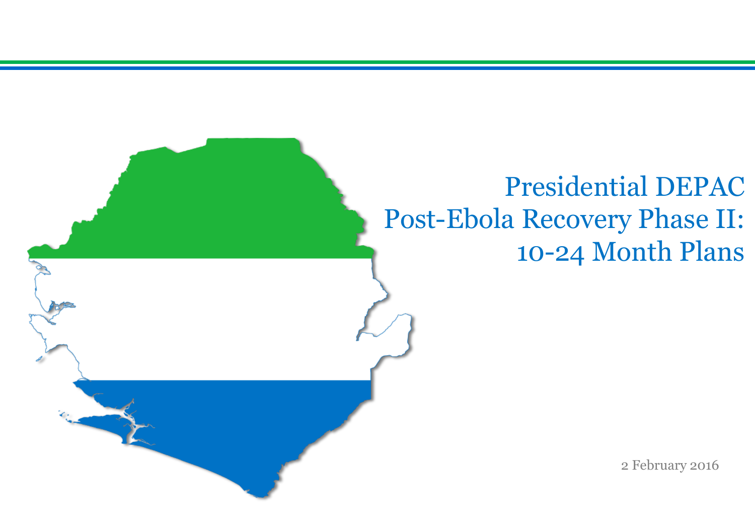# Presidential DEPAC Post-Ebola Recovery Phase II: 10-24 Month Plans

2 February 2016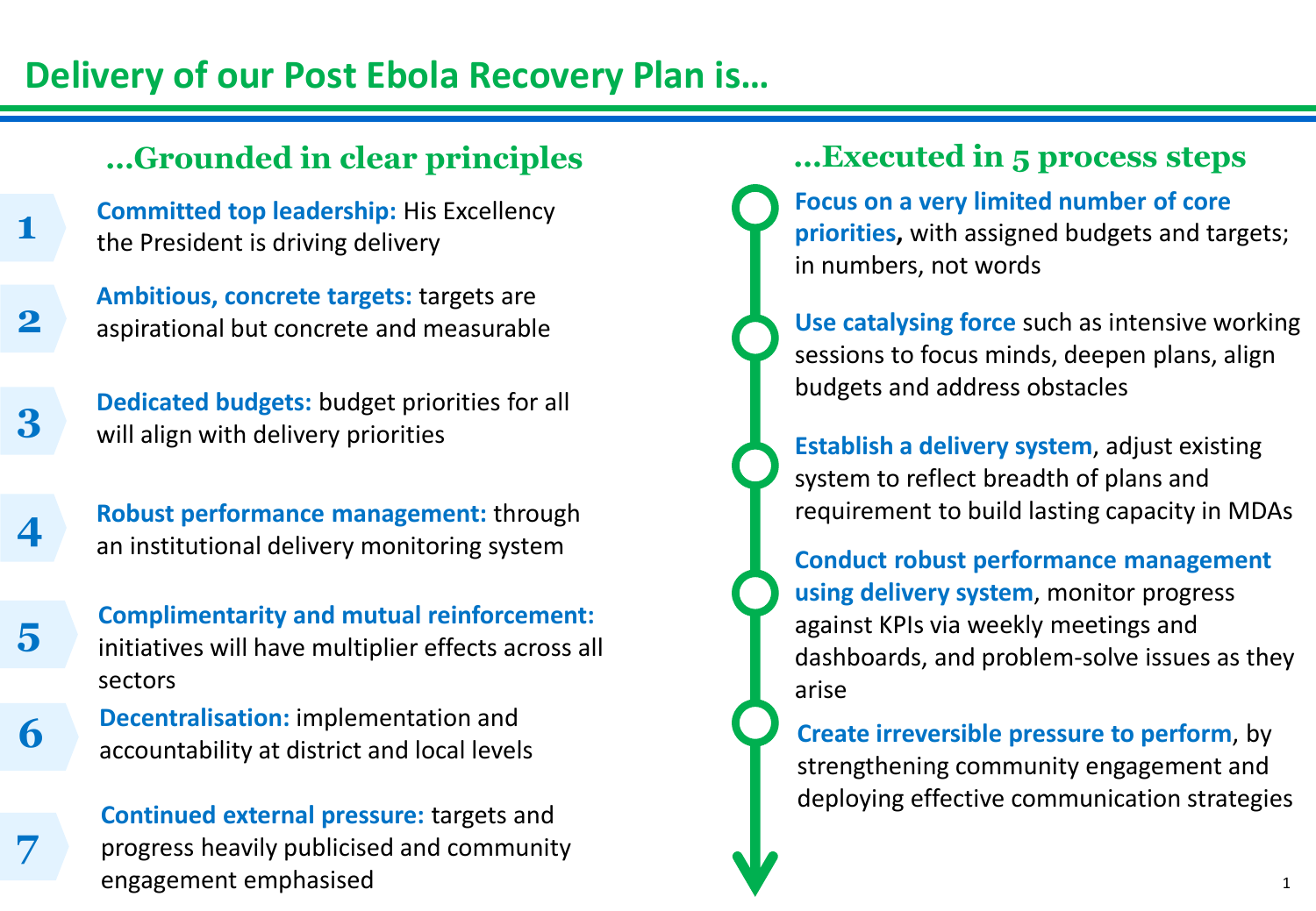# Delivery of our Post Ebola Recovery Plan is…

## …Grounded in clear principles

1. **Committed top leadership:** His Excellency the President is driving delivery
2. **Ambitious, concrete targets:** targets are aspirational but concrete and measurable
3. **Dedicated budgets:** budget priorities for all will align with delivery priorities
4. **Robust performance management:** through an institutional delivery monitoring system
5. **Complimentarity and mutual reinforcement:** initiatives will have multiplier effects across all sectors
6. **Decentralisation:** implementation and accountability at district and local levels
7. **Continued external pressure:** targets and progress heavily publicised and community engagement emphasised

## …Executed in 5 process steps

- **Focus on a very limited number of core priorities,** with assigned budgets and targets; in numbers, not words
- **Use catalysing force** such as intensive working sessions to focus minds, deepen plans, align budgets and address obstacles
- **Establish a delivery system**, adjust existing system to reflect breadth of plans and requirement to build lasting capacity in MDAs
- **Conduct robust performance management using delivery system**, monitor progress against KPIs via weekly meetings and dashboards, and problem-solve issues as they arise
- **Create irreversible pressure to perform**, by strengthening community engagement and deploying effective communication strategies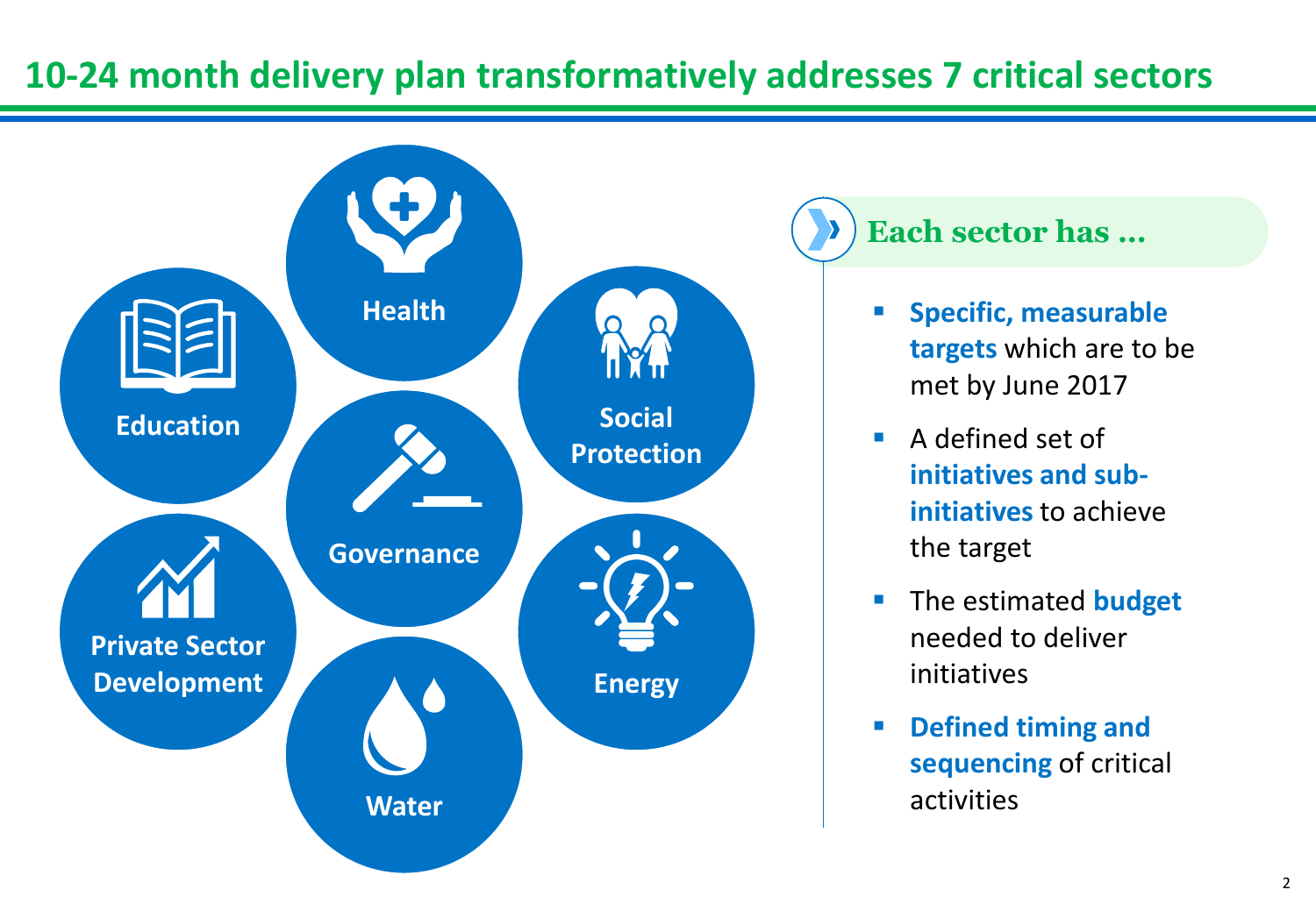# 10-24 month delivery plan transformatively addresses 7 critical sectors

- Health
- Education
- Social Protection
- Governance
- Private Sector Development
- Energy
- Water

## Each sector has …

- **Specific, measurable targets** which are to be met by June 2017
- A defined set of **initiatives and sub-initiatives** to achieve the target
- The estimated **budget** needed to deliver initiatives
- **Defined timing and sequencing** of critical activities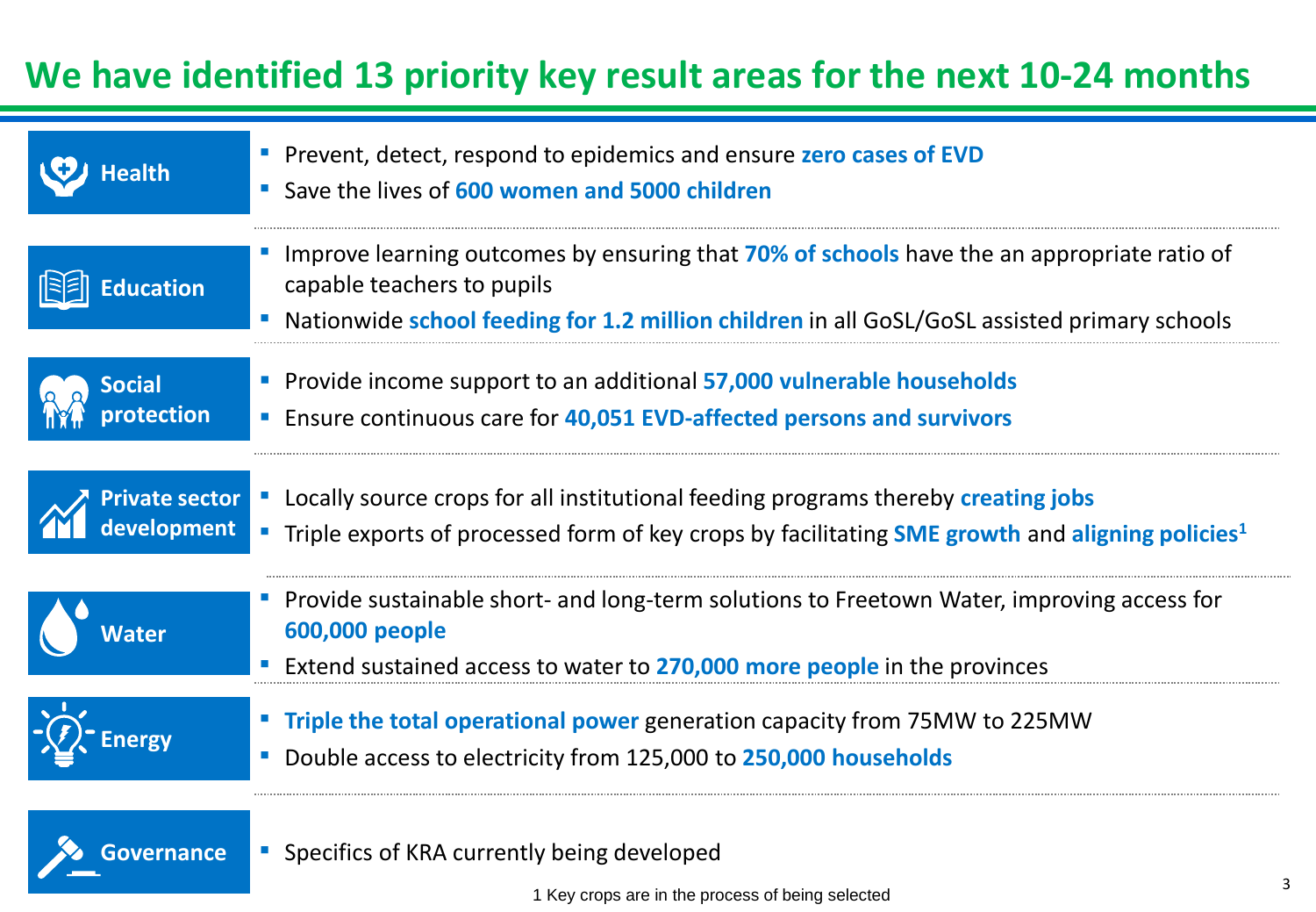# We have identified 13 priority key result areas for the next 10-24 months

## Health

- Prevent, detect, respond to epidemics and ensure **zero cases of EVD**
- Save the lives of **600 women and 5000 children**

## Education

- Improve learning outcomes by ensuring that **70% of schools** have the an appropriate ratio of capable teachers to pupils
- Nationwide **school feeding for 1.2 million children** in all GoSL/GoSL assisted primary schools

## Social protection

- Provide income support to an additional **57,000 vulnerable households**
- Ensure continuous care for **40,051 EVD-affected persons and survivors**

## Private sector development

- Locally source crops for all institutional feeding programs thereby **creating jobs**
- Triple exports of processed form of key crops by facilitating **SME growth** and **aligning policies**[1]

## Water

- Provide sustainable short- and long-term solutions to Freetown Water, improving access for **600,000 people**
- Extend sustained access to water to **270,000 more people** in the provinces

## Energy

- **Triple the total operational power** generation capacity from 75MW to 225MW
- Double access to electricity from 125,000 to **250,000 households**

## Governance

- Specifics of KRA currently being developed

1 Key crops are in the process of being selected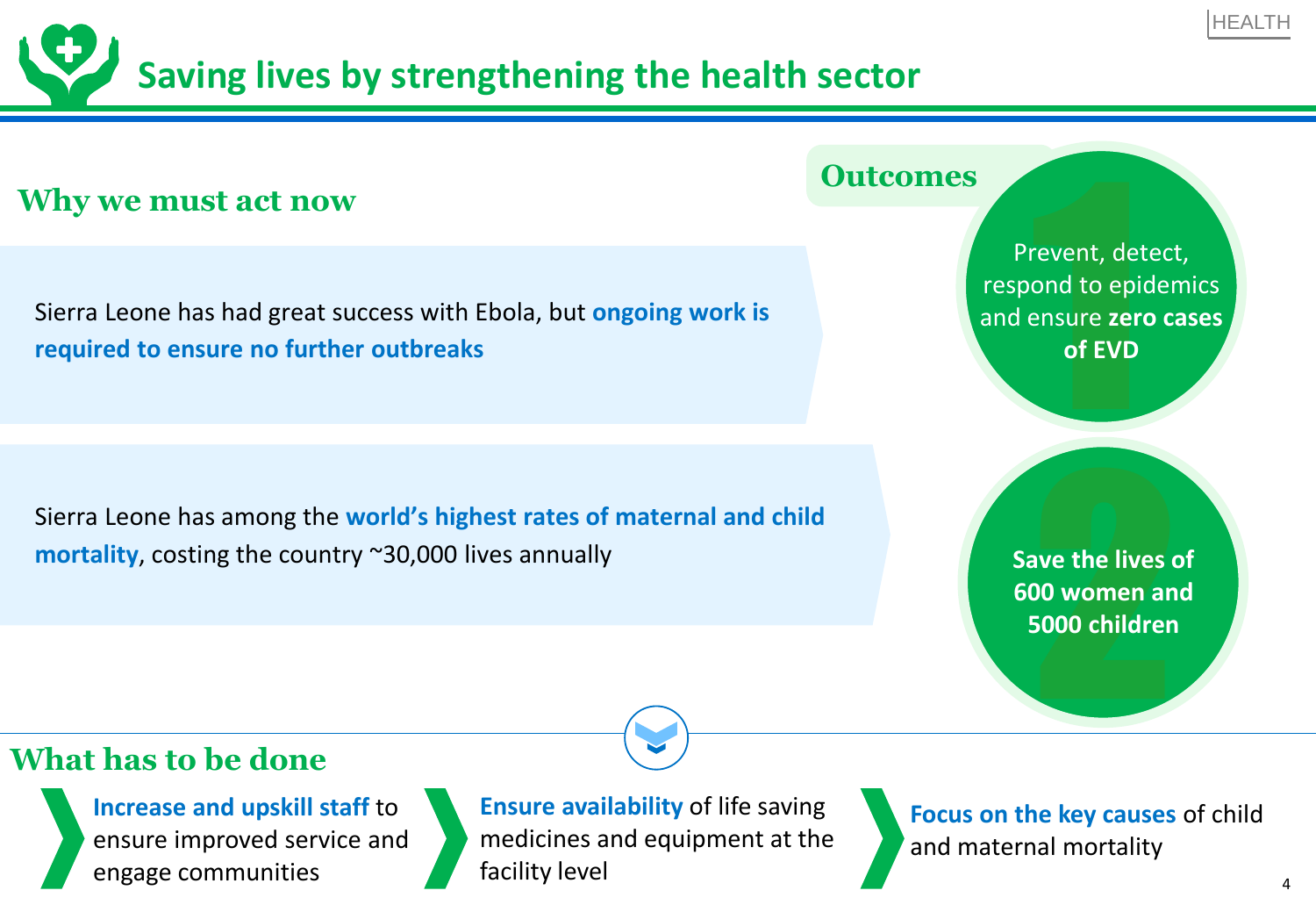# Saving lives by strengthening the health sector

## Why we must act now

Sierra Leone has had great success with Ebola, but **ongoing work is required to ensure no further outbreaks**

Sierra Leone has among the **world's highest rates of maternal and child mortality**, costing the country ~30,000 lives annually

## Outcomes

1. Prevent, detect, respond to epidemics and ensure **zero cases of EVD**
2. **Save the lives of 600 women and 5000 children**

## What has to be done

- **Increase and upskill staff** to ensure improved service and engage communities
- **Ensure availability** of life saving medicines and equipment at the facility level
- **Focus on the key causes** of child and maternal mortality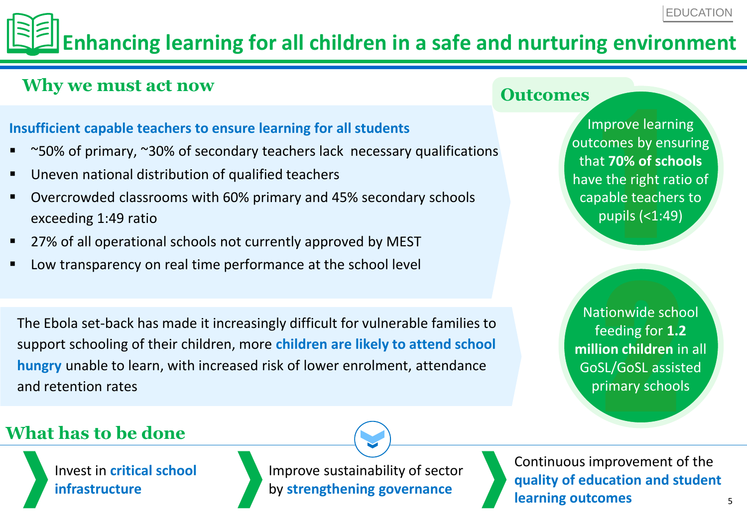EDUCATION

# Enhancing learning for all children in a safe and nurturing environment

## Why we must act now

**Insufficient capable teachers to ensure learning for all students**

- ~50% of primary, ~30% of secondary teachers lack necessary qualifications
- Uneven national distribution of qualified teachers
- Overcrowded classrooms with 60% primary and 45% secondary schools exceeding 1:49 ratio
- 27% of all operational schools not currently approved by MEST
- Low transparency on real time performance at the school level

The Ebola set-back has made it increasingly difficult for vulnerable families to support schooling of their children, more **children are likely to attend school hungry** unable to learn, with increased risk of lower enrolment, attendance and retention rates

## Outcomes

1. Improve learning outcomes by ensuring that **70% of schools** have the right ratio of capable teachers to pupils (<1:49)
2. Nationwide school feeding for **1.2 million children** in all GoSL/GoSL assisted primary schools

## What has to be done

- Invest in **critical school infrastructure**
- Improve sustainability of sector by **strengthening governance**
- Continuous improvement of the **quality of education and student learning outcomes**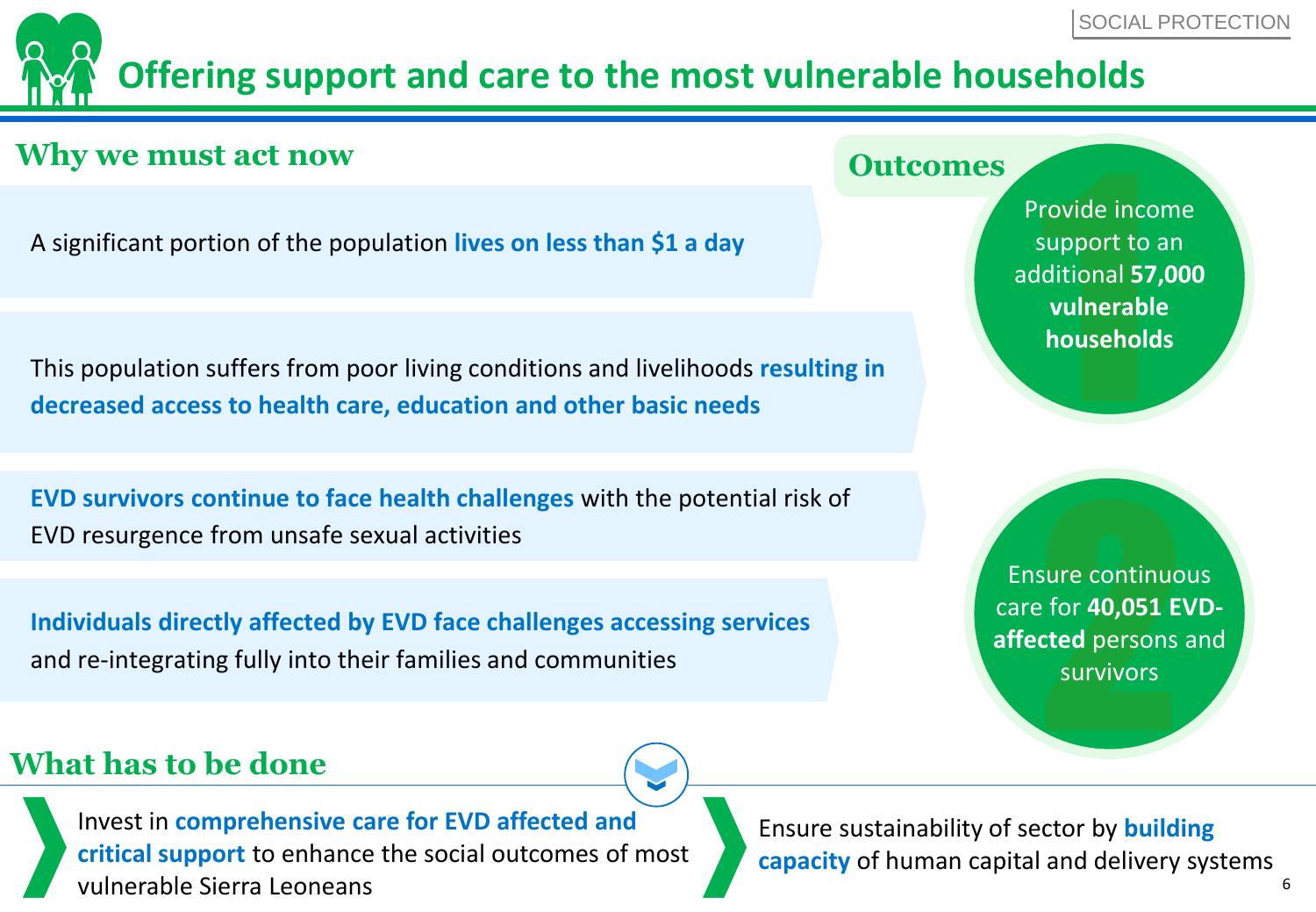SOCIAL PROTECTION

# Offering support and care to the most vulnerable households

## Why we must act now

A significant portion of the population **lives on less than $1 a day**

This population suffers from poor living conditions and livelihoods **resulting in decreased access to health care, education and other basic needs**

**EVD survivors continue to face health challenges** with the potential risk of EVD resurgence from unsafe sexual activities

**Individuals directly affected by EVD face challenges accessing services** and re-integrating fully into their families and communities

## Outcomes

1. Provide income support to an additional **57,000 vulnerable households**
2. Ensure continuous care for **40,051 EVD-affected** persons and survivors

## What has to be done

- Invest in **comprehensive care for EVD affected and critical support** to enhance the social outcomes of most vulnerable Sierra Leoneans
- Ensure sustainability of sector by **building capacity** of human capital and delivery systems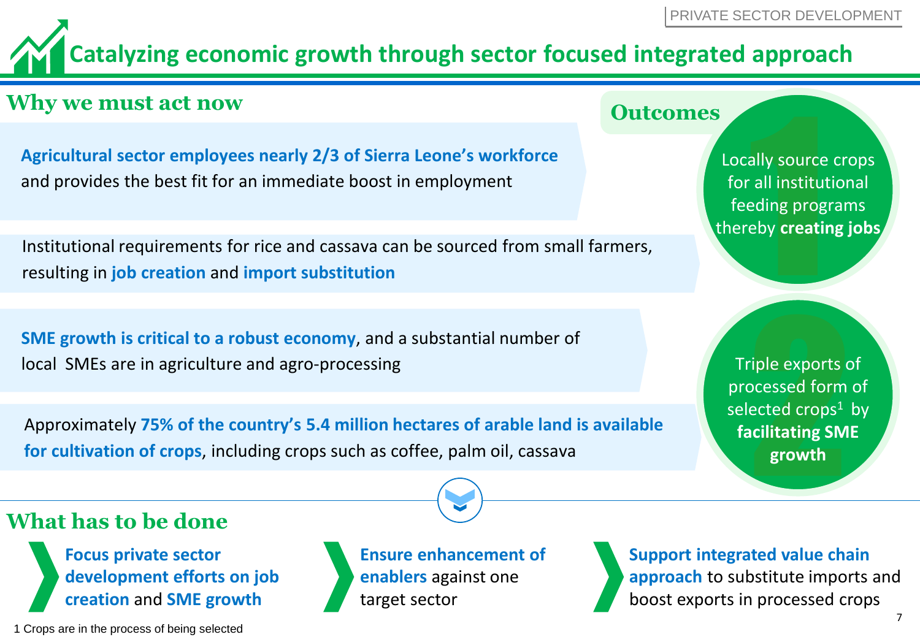# Catalyzing economic growth through sector focused integrated approach

## Why we must act now

**Agricultural sector employees nearly 2/3 of Sierra Leone's workforce** and provides the best fit for an immediate boost in employment

Institutional requirements for rice and cassava can be sourced from small farmers, resulting in **job creation** and **import substitution**

**SME growth is critical to a robust economy**, and a substantial number of local SMEs are in agriculture and agro-processing

Approximately **75% of the country's 5.4 million hectares of arable land is available for cultivation of crops**, including crops such as coffee, palm oil, cassava

## Outcomes

1. Locally source crops for all institutional feeding programs thereby **creating jobs**
2. Triple exports of processed form of selected crops[1] by **facilitating SME growth**

## What has to be done

- **Focus private sector development efforts on job creation** and **SME growth**
- **Ensure enhancement of enablers** against one target sector
- **Support integrated value chain approach** to substitute imports and boost exports in processed crops

1 Crops are in the process of being selected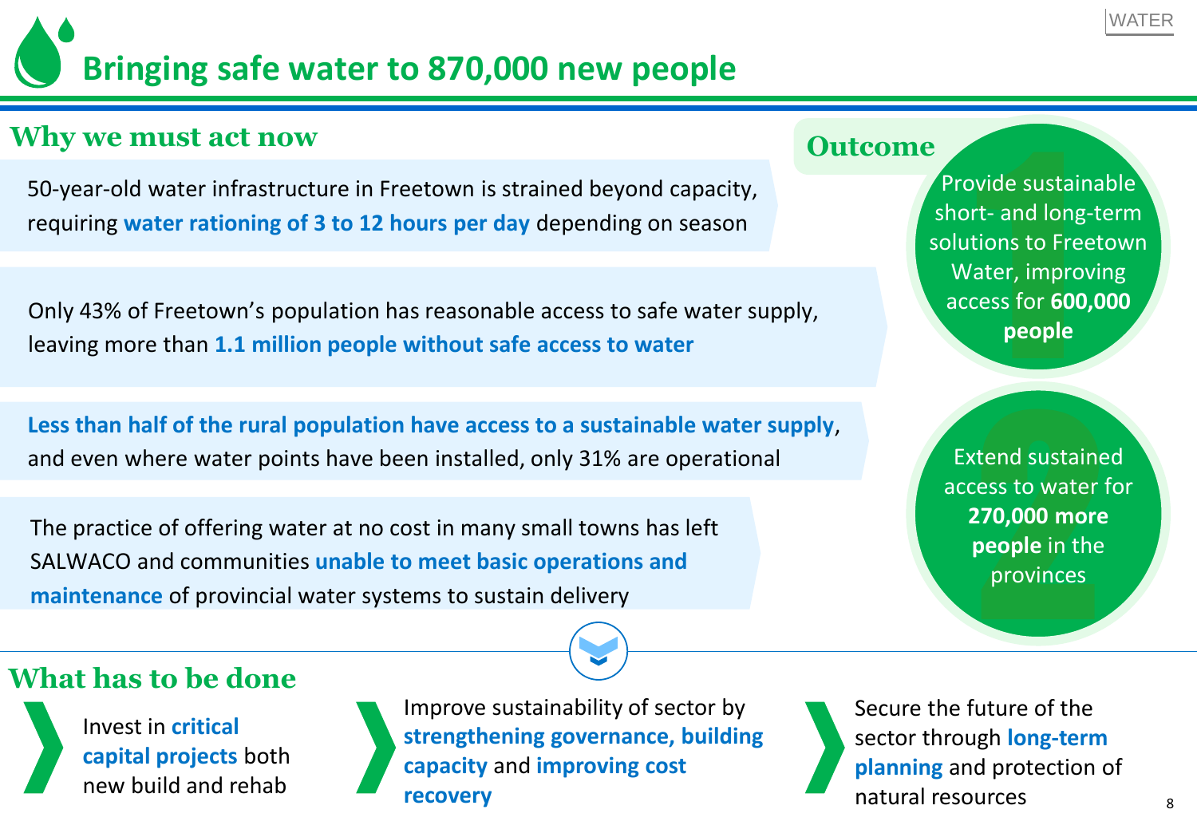# Bringing safe water to 870,000 new people

## Why we must act now

50-year-old water infrastructure in Freetown is strained beyond capacity, requiring **water rationing of 3 to 12 hours per day** depending on season

Only 43% of Freetown's population has reasonable access to safe water supply, leaving more than **1.1 million people without safe access to water**

**Less than half of the rural population have access to a sustainable water supply**, and even where water points have been installed, only 31% are operational

The practice of offering water at no cost in many small towns has left SALWACO and communities **unable to meet basic operations and maintenance** of provincial water systems to sustain delivery

## Outcome

1. Provide sustainable short- and long-term solutions to Freetown Water, improving access for **600,000 people**
2. Extend sustained access to water for **270,000 more people** in the provinces

## What has to be done

- Invest in **critical capital projects** both new build and rehab
- Improve sustainability of sector by **strengthening governance, building capacity** and **improving cost recovery**
- Secure the future of the sector through **long-term planning** and protection of natural resources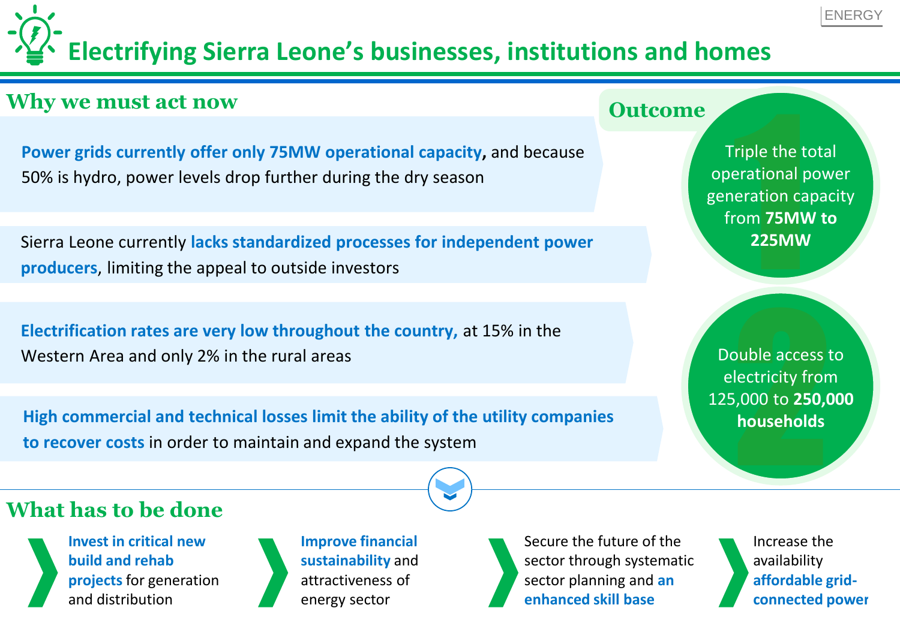ENERGY

# Electrifying Sierra Leone's businesses, institutions and homes

## Why we must act now

**Power grids currently offer only 75MW operational capacity**, and because 50% is hydro, power levels drop further during the dry season

Sierra Leone currently **lacks standardized processes for independent power producers**, limiting the appeal to outside investors

**Electrification rates are very low throughout the country,** at 15% in the Western Area and only 2% in the rural areas

**High commercial and technical losses limit the ability of the utility companies to recover costs** in order to maintain and expand the system

## Outcome

1. Triple the total operational power generation capacity from **75MW to 225MW**
2. Double access to electricity from 125,000 to **250,000 households**

## What has to be done

- **Invest in critical new build and rehab projects** for generation and distribution
- **Improve financial sustainability** and attractiveness of energy sector
- Secure the future of the sector through systematic sector planning and **an enhanced skill base**
- Increase the availability **affordable grid-connected power**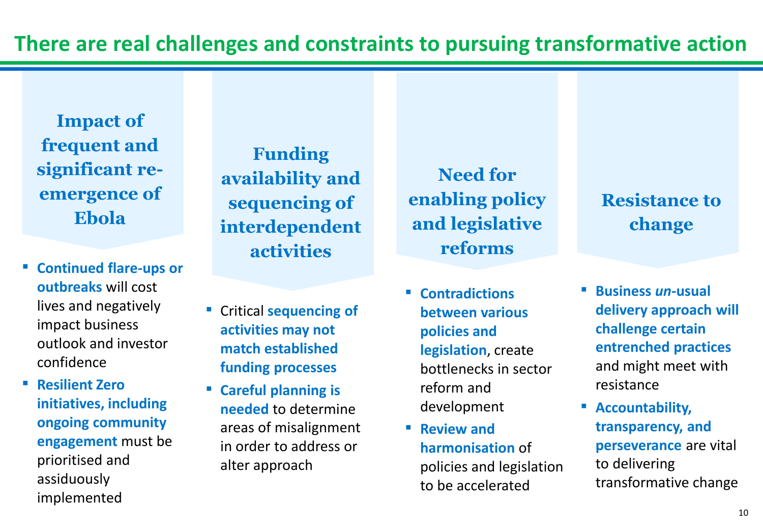# There are real challenges and constraints to pursuing transformative action

## Impact of frequent and significant re-emergence of Ebola

- **Continued flare-ups or outbreaks** will cost lives and negatively impact business outlook and investor confidence
- **Resilient Zero initiatives, including ongoing community engagement** must be prioritised and assiduously implemented

## Funding availability and sequencing of interdependent activities

- Critical **sequencing of activities may not match established funding processes**
- **Careful planning is needed** to determine areas of misalignment in order to address or alter approach

## Need for enabling policy and legislative reforms

- **Contradictions between various policies and legislation**, create bottlenecks in sector reform and development
- **Review and harmonisation** of policies and legislation to be accelerated

## Resistance to change

- **Business *un*-usual delivery approach will challenge certain entrenched practices** and might meet with resistance
- **Accountability, transparency, and perseverance** are vital to delivering transformative change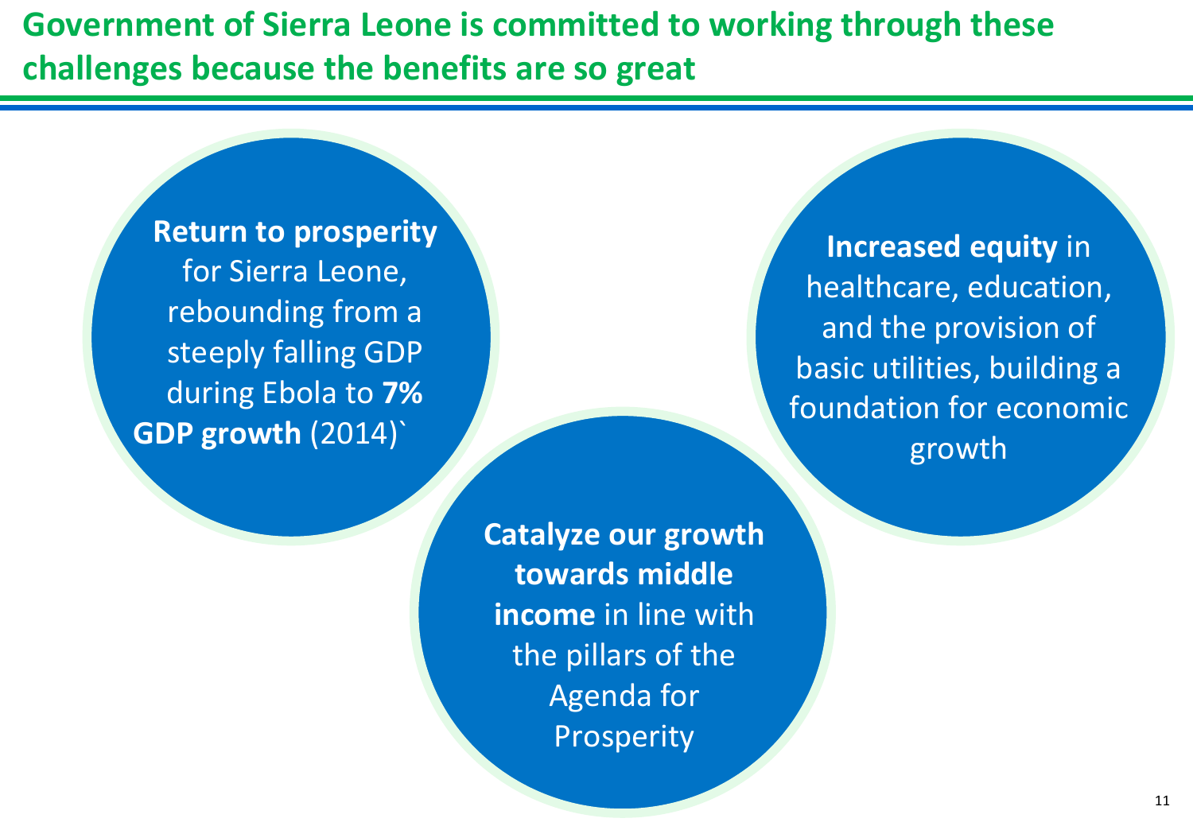# Government of Sierra Leone is committed to working through these challenges because the benefits are so great

**Return to prosperity** for Sierra Leone, rebounding from a steeply falling GDP during Ebola to **7% GDP growth** (2014)`

**Increased equity** in healthcare, education, and the provision of basic utilities, building a foundation for economic growth

**Catalyze our growth towards middle income** in line with the pillars of the Agenda for Prosperity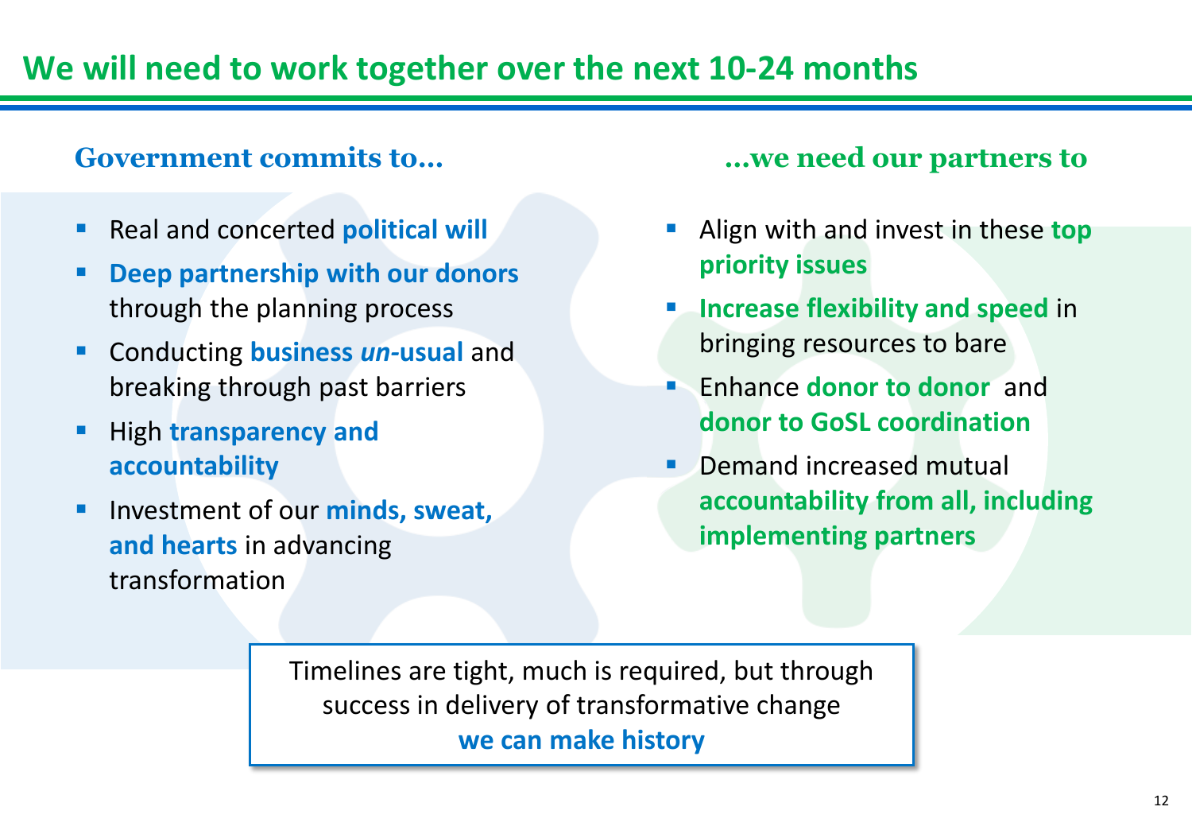# We will need to work together over the next 10-24 months

## Government commits to…

- Real and concerted **political will**
- **Deep partnership with our donors** through the planning process
- Conducting **business *un*-usual** and breaking through past barriers
- High **transparency and accountability**
- Investment of our **minds, sweat, and hearts** in advancing transformation

## …we need our partners to

- Align with and invest in these **top priority issues**
- **Increase flexibility and speed** in bringing resources to bare
- Enhance **donor to donor** and **donor to GoSL coordination**
- Demand increased mutual **accountability from all, including implementing partners**

Timelines are tight, much is required, but through success in delivery of transformative change **we can make history**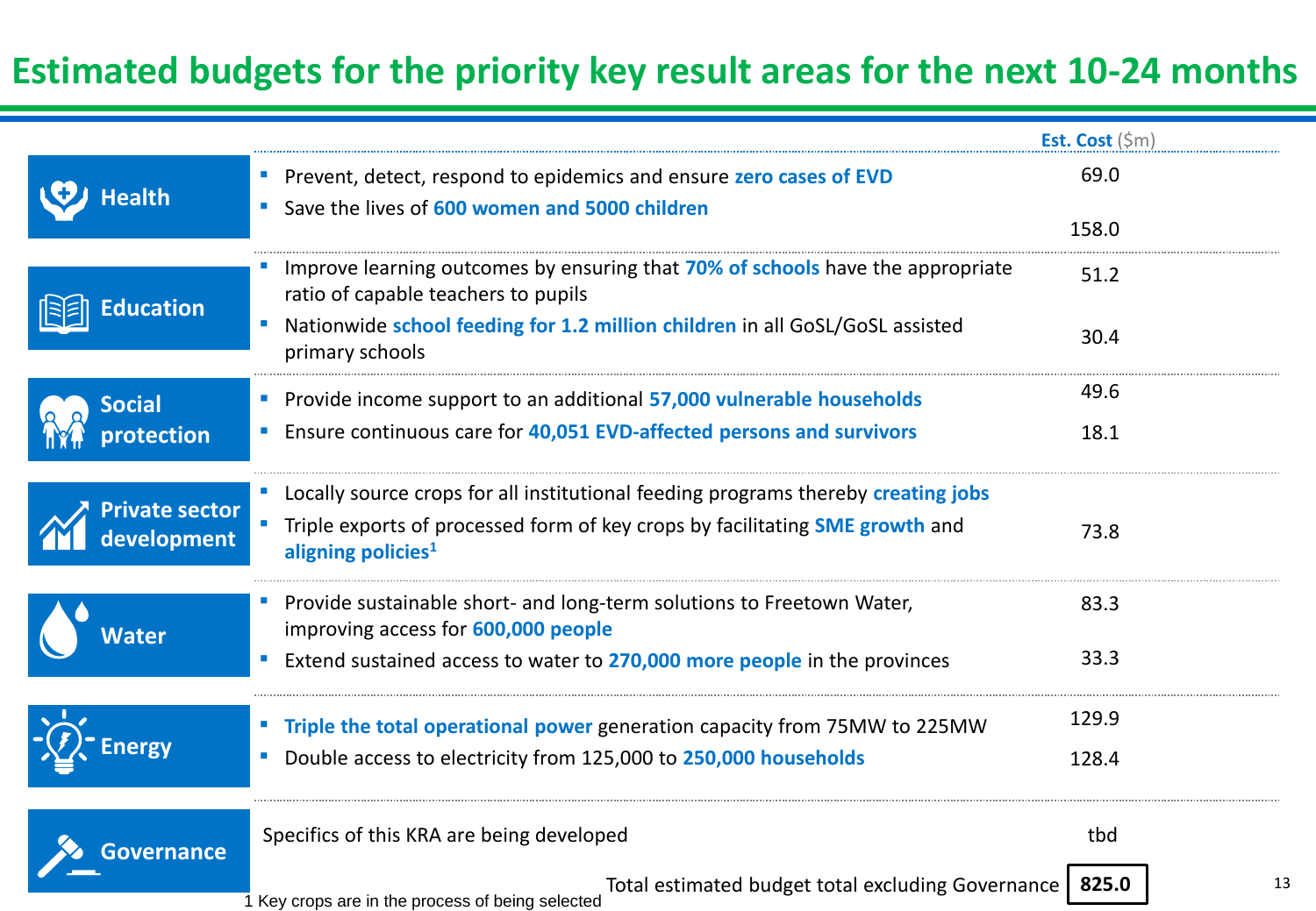# Estimated budgets for the priority key result areas for the next 10-24 months

| Key result area | Priority | Est. Cost ($m) |
|---|---|---|
| Health | Prevent, detect, respond to epidemics and ensure **zero cases of EVD** | 69.0 |
| | Save the lives of **600 women and 5000 children** | 158.0 |
| Education | Improve learning outcomes by ensuring that **70% of schools** have the appropriate ratio of capable teachers to pupils | 51.2 |
| | Nationwide **school feeding for 1.2 million children** in all GoSL/GoSL assisted primary schools | 30.4 |
| Social protection | Provide income support to an additional **57,000 vulnerable households** | 49.6 |
| | Ensure continuous care for **40,051 EVD-affected persons and survivors** | 18.1 |
| Private sector development | Locally source crops for all institutional feeding programs thereby **creating jobs**<br>Triple exports of processed form of key crops by facilitating **SME growth** and **aligning policies**[1] | 73.8 |
| Water | Provide sustainable short- and long-term solutions to Freetown Water, improving access for **600,000 people** | 83.3 |
| | Extend sustained access to water to **270,000 more people** in the provinces | 33.3 |
| Energy | **Triple the total operational power** generation capacity from 75MW to 225MW | 129.9 |
| | Double access to electricity from 125,000 to **250,000 households** | 128.4 |
| Governance | Specifics of this KRA are being developed | tbd |
| | Total estimated budget total excluding Governance | **825.0** |

1 Key crops are in the process of being selected